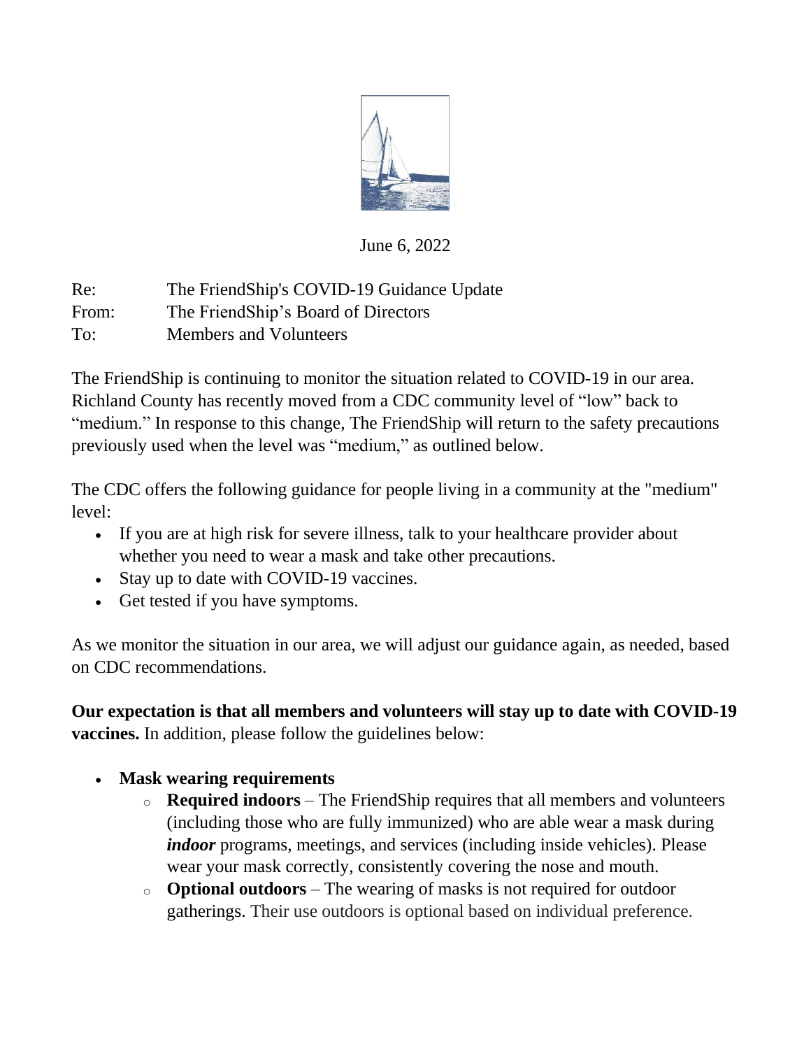June 6, 2022

Re: The FriendShip's COVID-19 Guidance Update
From: The FriendShip's Board of Directors
To: Members and Volunteers

The FriendShip is continuing to monitor the situation related to COVID-19 in our area. Richland County has recently moved from a CDC community level of "low" back to "medium." In response to this change, The FriendShip will return to the safety precautions previously used when the level was "medium," as outlined below.

The CDC offers the following guidance for people living in a community at the "medium" level:

- If you are at high risk for severe illness, talk to your healthcare provider about whether you need to wear a mask and take other precautions.
- Stay up to date with COVID-19 vaccines.
- Get tested if you have symptoms.

As we monitor the situation in our area, we will adjust our guidance again, as needed, based on CDC recommendations.

**Our expectation is that all members and volunteers will stay up to date with COVID-19 vaccines.** In addition, please follow the guidelines below:

- **Mask wearing requirements**
  - **Required indoors** – The FriendShip requires that all members and volunteers (including those who are fully immunized) who are able wear a mask during ***indoor*** programs, meetings, and services (including inside vehicles). Please wear your mask correctly, consistently covering the nose and mouth.
  - **Optional outdoors** – The wearing of masks is not required for outdoor gatherings. Their use outdoors is optional based on individual preference.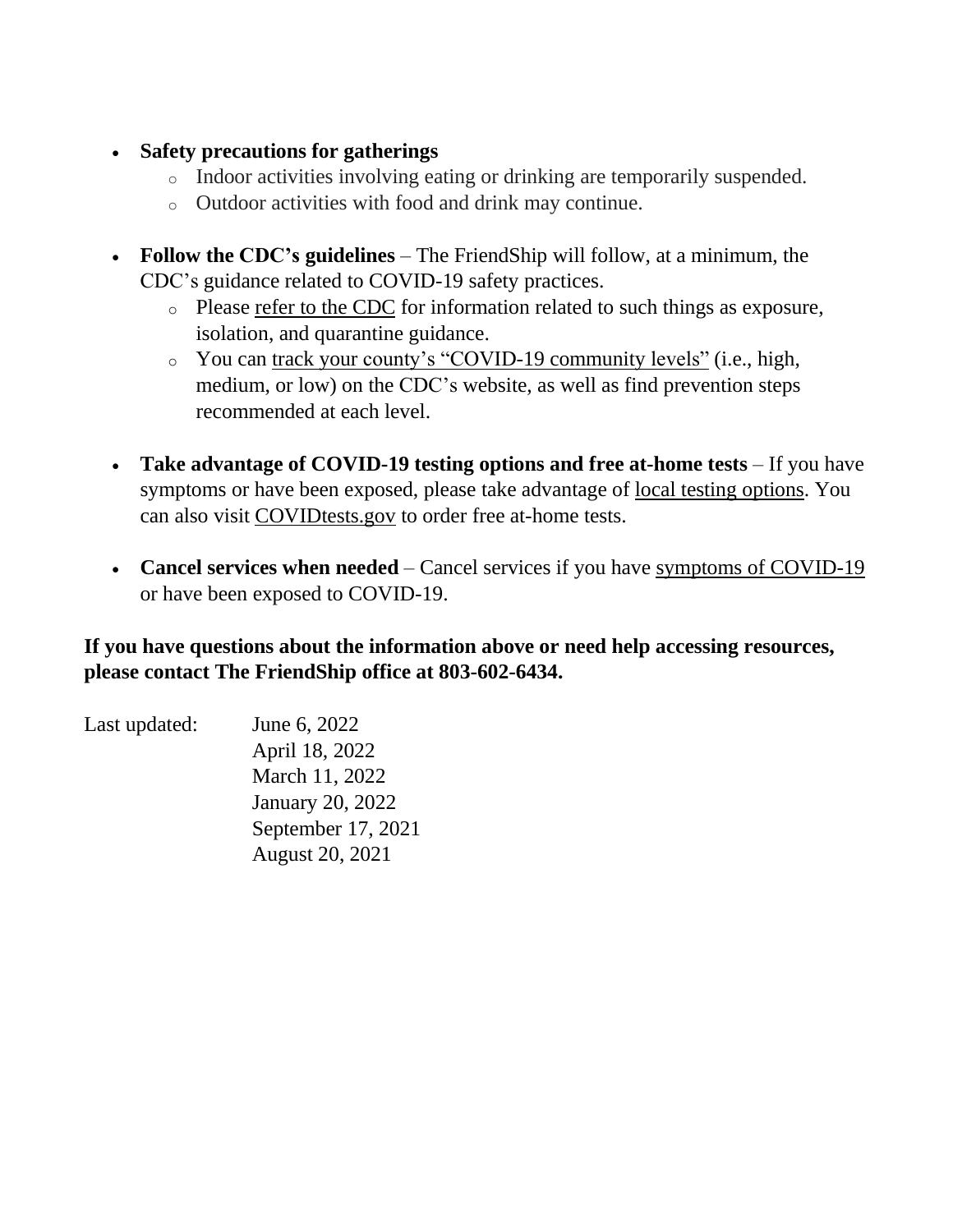- **Safety precautions for gatherings**
  - Indoor activities involving eating or drinking are temporarily suspended.
  - Outdoor activities with food and drink may continue.

- **Follow the CDC's guidelines** – The FriendShip will follow, at a minimum, the CDC's guidance related to COVID-19 safety practices.
  - Please refer to the CDC for information related to such things as exposure, isolation, and quarantine guidance.
  - You can track your county's "COVID-19 community levels" (i.e., high, medium, or low) on the CDC's website, as well as find prevention steps recommended at each level.

- **Take advantage of COVID-19 testing options and free at-home tests** – If you have symptoms or have been exposed, please take advantage of local testing options. You can also visit COVIDtests.gov to order free at-home tests.

- **Cancel services when needed** – Cancel services if you have symptoms of COVID-19 or have been exposed to COVID-19.

**If you have questions about the information above or need help accessing resources, please contact The FriendShip office at 803-602-6434.**

Last updated:
June 6, 2022
April 18, 2022
March 11, 2022
January 20, 2022
September 17, 2021
August 20, 2021